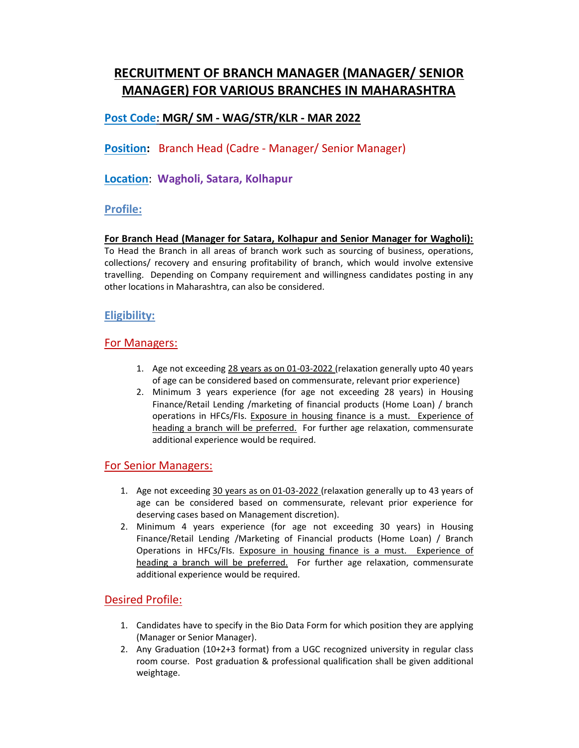# RECRUITMENT OF BRANCH MANAGER (MANAGER/ SENIOR MANAGER) FOR VARIOUS BRANCHES IN MAHARASHTRA

**Post Code: MGR/ SM - WAG/STR/KLR - MAR 2022**

**Position:** Branch Head (Cadre - Manager/ Senior Manager)

**Location**: **Wagholi, Satara, Kolhapur**

## Profile:

**For Branch Head (Manager for Satara, Kolhapur and Senior Manager for Wagholi):**
To Head the Branch in all areas of branch work such as sourcing of business, operations, collections/ recovery and ensuring profitability of branch, which would involve extensive travelling. Depending on Company requirement and willingness candidates posting in any other locations in Maharashtra, can also be considered.

## Eligibility:

### For Managers:

1. Age not exceeding 28 years as on 01-03-2022 (relaxation generally upto 40 years of age can be considered based on commensurate, relevant prior experience)
2. Minimum 3 years experience (for age not exceeding 28 years) in Housing Finance/Retail Lending /marketing of financial products (Home Loan) / branch operations in HFCs/FIs. Exposure in housing finance is a must. Experience of heading a branch will be preferred. For further age relaxation, commensurate additional experience would be required.

### For Senior Managers:

1. Age not exceeding 30 years as on 01-03-2022 (relaxation generally up to 43 years of age can be considered based on commensurate, relevant prior experience for deserving cases based on Management discretion).
2. Minimum 4 years experience (for age not exceeding 30 years) in Housing Finance/Retail Lending /Marketing of Financial products (Home Loan) / Branch Operations in HFCs/FIs. Exposure in housing finance is a must. Experience of heading a branch will be preferred. For further age relaxation, commensurate additional experience would be required.

### Desired Profile:

1. Candidates have to specify in the Bio Data Form for which position they are applying (Manager or Senior Manager).
2. Any Graduation (10+2+3 format) from a UGC recognized university in regular class room course. Post graduation & professional qualification shall be given additional weightage.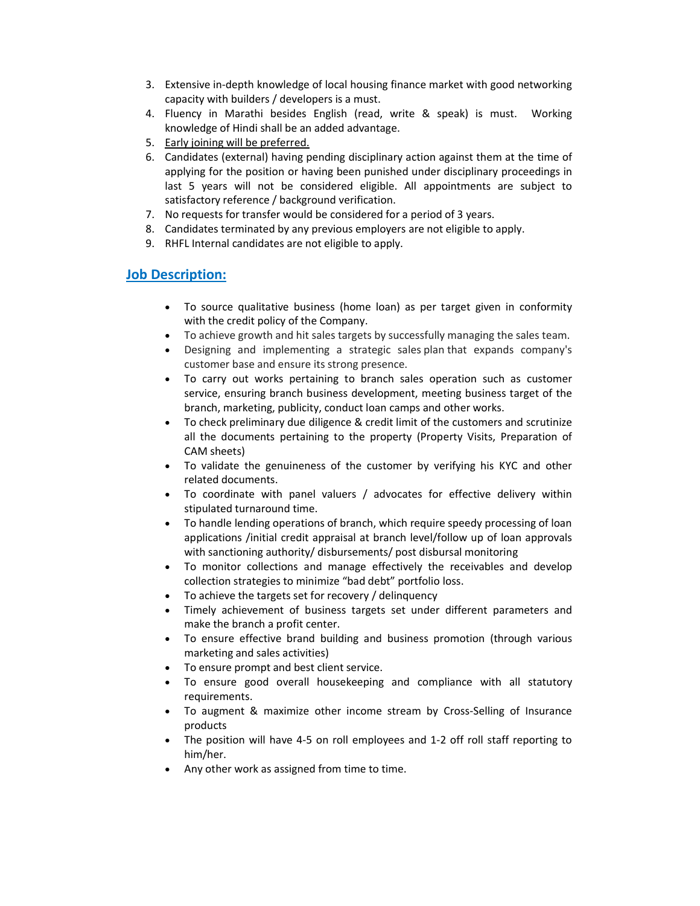3. Extensive in-depth knowledge of local housing finance market with good networking capacity with builders / developers is a must.
4. Fluency in Marathi besides English (read, write & speak) is must. Working knowledge of Hindi shall be an added advantage.
5. <u>Early joining will be preferred.</u>
6. Candidates (external) having pending disciplinary action against them at the time of applying for the position or having been punished under disciplinary proceedings in last 5 years will not be considered eligible. All appointments are subject to satisfactory reference / background verification.
7. No requests for transfer would be considered for a period of 3 years.
8. Candidates terminated by any previous employers are not eligible to apply.
9. RHFL Internal candidates are not eligible to apply.

## Job Description:

- To source qualitative business (home loan) as per target given in conformity with the credit policy of the Company.
- To achieve growth and hit sales targets by successfully managing the sales team.
- Designing and implementing a strategic sales plan that expands company's customer base and ensure its strong presence.
- To carry out works pertaining to branch sales operation such as customer service, ensuring branch business development, meeting business target of the branch, marketing, publicity, conduct loan camps and other works.
- To check preliminary due diligence & credit limit of the customers and scrutinize all the documents pertaining to the property (Property Visits, Preparation of CAM sheets)
- To validate the genuineness of the customer by verifying his KYC and other related documents.
- To coordinate with panel valuers / advocates for effective delivery within stipulated turnaround time.
- To handle lending operations of branch, which require speedy processing of loan applications /initial credit appraisal at branch level/follow up of loan approvals with sanctioning authority/ disbursements/ post disbursal monitoring
- To monitor collections and manage effectively the receivables and develop collection strategies to minimize "bad debt" portfolio loss.
- To achieve the targets set for recovery / delinquency
- Timely achievement of business targets set under different parameters and make the branch a profit center.
- To ensure effective brand building and business promotion (through various marketing and sales activities)
- To ensure prompt and best client service.
- To ensure good overall housekeeping and compliance with all statutory requirements.
- To augment & maximize other income stream by Cross-Selling of Insurance products
- The position will have 4-5 on roll employees and 1-2 off roll staff reporting to him/her.
- Any other work as assigned from time to time.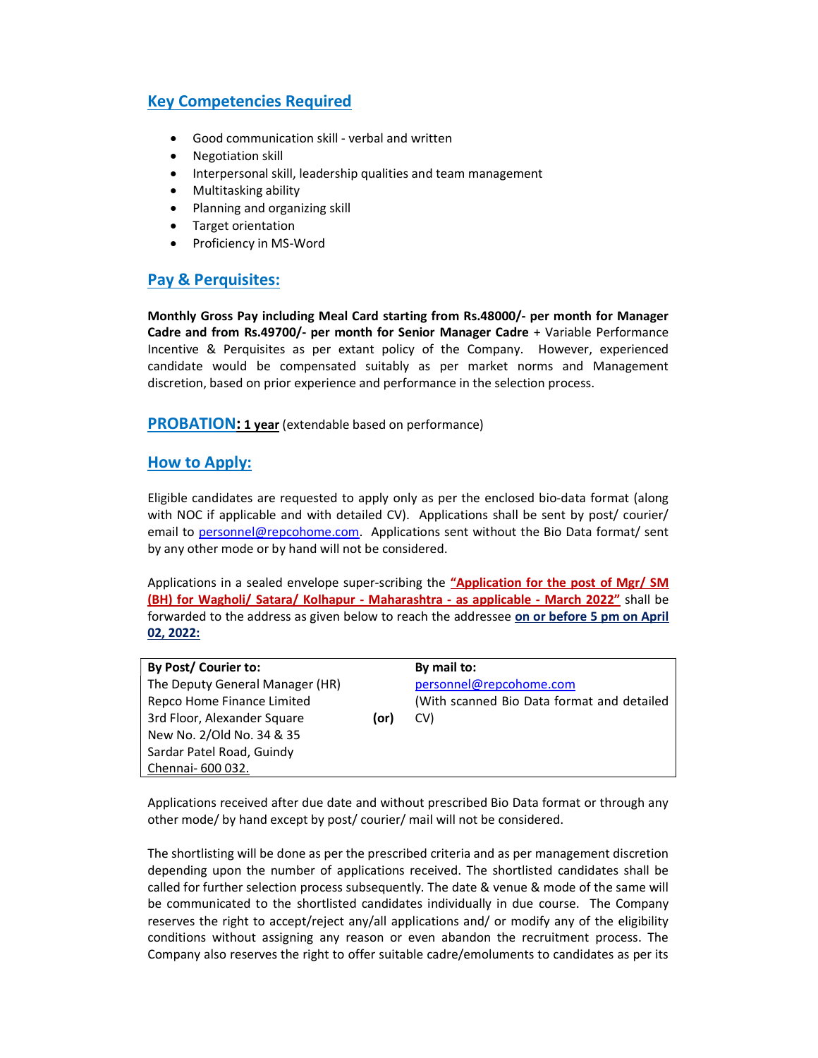## Key Competencies Required

- Good communication skill - verbal and written
- Negotiation skill
- Interpersonal skill, leadership qualities and team management
- Multitasking ability
- Planning and organizing skill
- Target orientation
- Proficiency in MS-Word

## Pay & Perquisites:

**Monthly Gross Pay including Meal Card starting from Rs.48000/- per month for Manager Cadre and from Rs.49700/- per month for Senior Manager Cadre** + Variable Performance Incentive & Perquisites as per extant policy of the Company. However, experienced candidate would be compensated suitably as per market norms and Management discretion, based on prior experience and performance in the selection process.

## PROBATION: **1 year** (extendable based on performance)

## How to Apply:

Eligible candidates are requested to apply only as per the enclosed bio-data format (along with NOC if applicable and with detailed CV). Applications shall be sent by post/ courier/ email to personnel@repcohome.com. Applications sent without the Bio Data format/ sent by any other mode or by hand will not be considered.

Applications in a sealed envelope super-scribing the **"Application for the post of Mgr/ SM (BH) for Wagholi/ Satara/ Kolhapur - Maharashtra - as applicable - March 2022"** shall be forwarded to the address as given below to reach the addressee **on or before 5 pm on April 02, 2022:**

| By Post/ Courier to: | | By mail to: |
|---|---|---|
| The Deputy General Manager (HR)<br>Repco Home Finance Limited<br>3rd Floor, Alexander Square<br>New No. 2/Old No. 34 & 35<br>Sardar Patel Road, Guindy<br>Chennai- 600 032. | **(or)** | personnel@repcohome.com<br>(With scanned Bio Data format and detailed CV) |

Applications received after due date and without prescribed Bio Data format or through any other mode/ by hand except by post/ courier/ mail will not be considered.

The shortlisting will be done as per the prescribed criteria and as per management discretion depending upon the number of applications received. The shortlisted candidates shall be called for further selection process subsequently. The date & venue & mode of the same will be communicated to the shortlisted candidates individually in due course. The Company reserves the right to accept/reject any/all applications and/ or modify any of the eligibility conditions without assigning any reason or even abandon the recruitment process. The Company also reserves the right to offer suitable cadre/emoluments to candidates as per its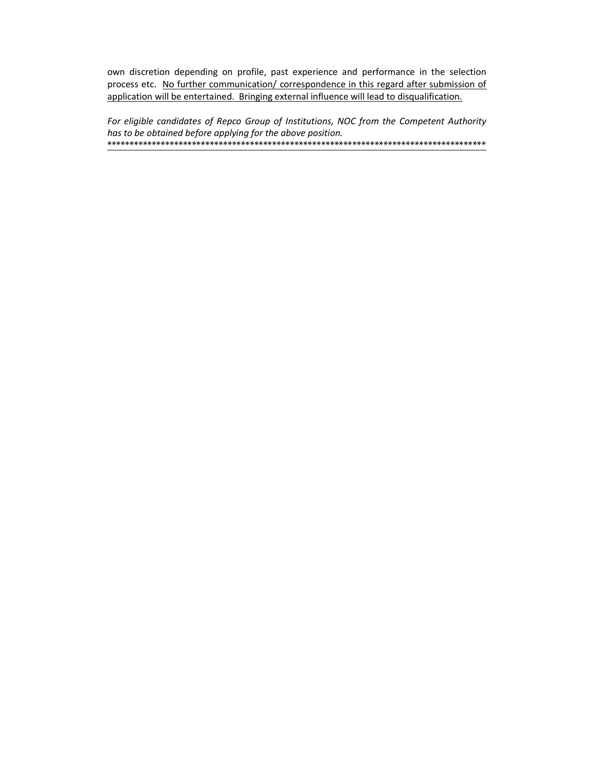own discretion depending on profile, past experience and performance in the selection process etc. <u>No further communication/ correspondence in this regard after submission of application will be entertained. Bringing external influence will lead to disqualification.</u>

*For eligible candidates of Repco Group of Institutions, NOC from the Competent Authority has to be obtained before applying for the above position.*

***************************************************************************************